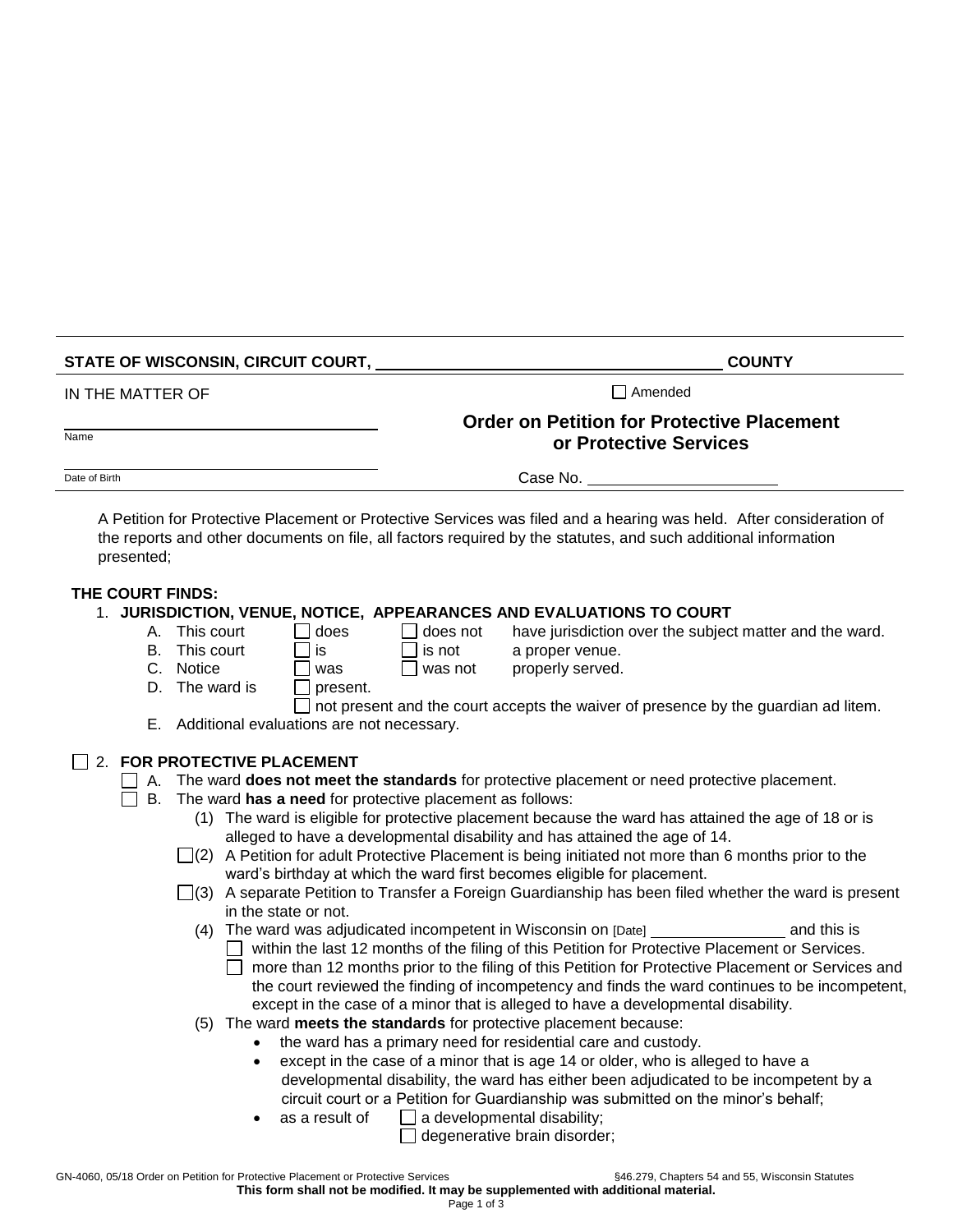**STATE OF WISCONSIN, CIRCUIT COURT,** ______________________ **COUNTY**

IN THE MATTER OF

☐ Amended

_______________________
Name

_______________________
Date of Birth

## Order on Petition for Protective Placement or Protective Services

Case No. ______________

A Petition for Protective Placement or Protective Services was filed and a hearing was held. After consideration of the reports and other documents on file, all factors required by the statutes, and such additional information presented;

**THE COURT FINDS:**

1. **JURISDICTION, VENUE, NOTICE, APPEARANCES AND EVALUATIONS TO COURT**
   - A. This court ☐ does ☐ does not have jurisdiction over the subject matter and the ward.
   - B. This court ☐ is ☐ is not a proper venue.
   - C. Notice ☐ was ☐ was not properly served.
   - D. The ward is ☐ present.
     ☐ not present and the court accepts the waiver of presence by the guardian ad litem.
   - E. Additional evaluations are not necessary.

☐ 2. **FOR PROTECTIVE PLACEMENT**
   - ☐ A. The ward **does not meet the standards** for protective placement or need protective placement.
   - ☐ B. The ward **has a need** for protective placement as follows:
     - (1) The ward is eligible for protective placement because the ward has attained the age of 18 or is alleged to have a developmental disability and has attained the age of 14.
     - ☐(2) A Petition for adult Protective Placement is being initiated not more than 6 months prior to the ward's birthday at which the ward first becomes eligible for placement.
     - ☐(3) A separate Petition to Transfer a Foreign Guardianship has been filed whether the ward is present in the state or not.
     - (4) The ward was adjudicated incompetent in Wisconsin on [Date] ______________ and this is
       - ☐ within the last 12 months of the filing of this Petition for Protective Placement or Services.
       - ☐ more than 12 months prior to the filing of this Petition for Protective Placement or Services and the court reviewed the finding of incompetency and finds the ward continues to be incompetent, except in the case of a minor that is alleged to have a developmental disability.
     - (5) The ward **meets the standards** for protective placement because:
       - the ward has a primary need for residential care and custody.
       - except in the case of a minor that is age 14 or older, who is alleged to have a developmental disability, the ward has either been adjudicated to be incompetent by a circuit court or a Petition for Guardianship was submitted on the minor's behalf;
       - as a result of ☐ a developmental disability;
         ☐ degenerative brain disorder;

GN-4060, 05/18 Order on Petition for Protective Placement or Protective Services §46.279, Chapters 54 and 55, Wisconsin Statutes

**This form shall not be modified. It may be supplemented with additional material.**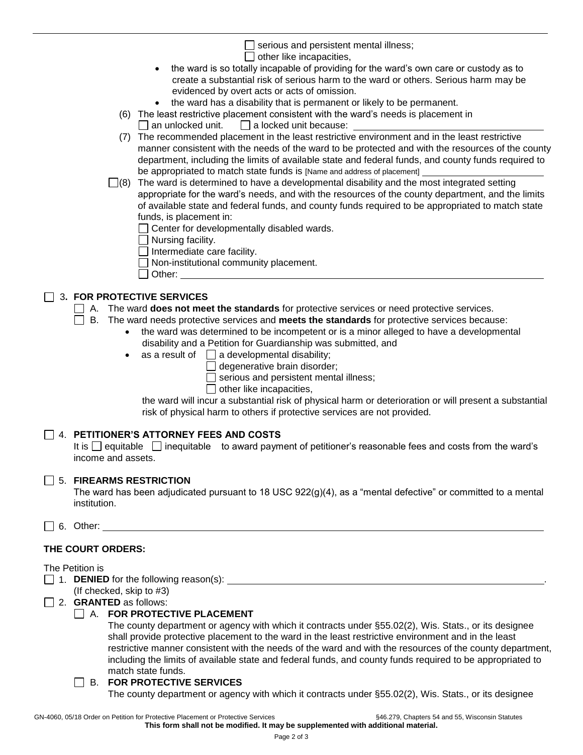☐ serious and persistent mental illness;
☐ other like incapacities,

- the ward is so totally incapable of providing for the ward's own care or custody as to create a substantial risk of serious harm to the ward or others. Serious harm may be evidenced by overt acts or acts of omission.
- the ward has a disability that is permanent or likely to be permanent.

(6) The least restrictive placement consistent with the ward's needs is placement in
☐ an unlocked unit. ☐ a locked unit because: \_\_\_\_\_\_\_\_\_\_\_\_\_\_\_\_\_\_\_\_\_\_\_\_

(7) The recommended placement in the least restrictive environment and in the least restrictive manner consistent with the needs of the ward to be protected and with the resources of the county department, including the limits of available state and federal funds, and county funds required to be appropriated to match state funds is [Name and address of placement] \_\_\_\_\_\_\_\_\_\_\_\_\_\_\_\_\_\_\_\_\_\_\_\_

☐(8) The ward is determined to have a developmental disability and the most integrated setting appropriate for the ward's needs, and with the resources of the county department, and the limits of available state and federal funds, and county funds required to be appropriated to match state funds, is placement in:
☐ Center for developmentally disabled wards.
☐ Nursing facility.
☐ Intermediate care facility.
☐ Non-institutional community placement.
☐ Other: \_\_\_\_\_\_\_\_\_\_\_\_\_\_\_\_\_\_\_\_\_\_\_\_

☐ 3. **FOR PROTECTIVE SERVICES**

☐ A. The ward **does not meet the standards** for protective services or need protective services.

☐ B. The ward needs protective services and **meets the standards** for protective services because:

- the ward was determined to be incompetent or is a minor alleged to have a developmental disability and a Petition for Guardianship was submitted, and
- as a result of ☐ a developmental disability;
  ☐ degenerative brain disorder;
  ☐ serious and persistent mental illness;
  ☐ other like incapacities,

the ward will incur a substantial risk of physical harm or deterioration or will present a substantial risk of physical harm to others if protective services are not provided.

☐ 4. **PETITIONER'S ATTORNEY FEES AND COSTS**
It is ☐ equitable ☐ inequitable to award payment of petitioner's reasonable fees and costs from the ward's income and assets.

☐ 5. **FIREARMS RESTRICTION**
The ward has been adjudicated pursuant to 18 USC 922(g)(4), as a "mental defective" or committed to a mental institution.

☐ 6. Other: \_\_\_\_\_\_\_\_\_\_\_\_\_\_\_\_\_\_\_\_\_\_\_\_

## THE COURT ORDERS:

The Petition is

☐ 1. **DENIED** for the following reason(s): \_\_\_\_\_\_\_\_\_\_\_\_\_\_\_\_\_\_\_\_\_\_\_\_.
(If checked, skip to #3)

☐ 2. **GRANTED** as follows:

☐ A. **FOR PROTECTIVE PLACEMENT**
The county department or agency with which it contracts under §55.02(2), Wis. Stats., or its designee shall provide protective placement to the ward in the least restrictive environment and in the least restrictive manner consistent with the needs of the ward and with the resources of the county department, including the limits of available state and federal funds, and county funds required to be appropriated to match state funds.

☐ B. **FOR PROTECTIVE SERVICES**
The county department or agency with which it contracts under §55.02(2), Wis. Stats., or its designee

GN-4060, 05/18 Order on Petition for Protective Placement or Protective Services §46.279, Chapters 54 and 55, Wisconsin Statutes
**This form shall not be modified. It may be supplemented with additional material.**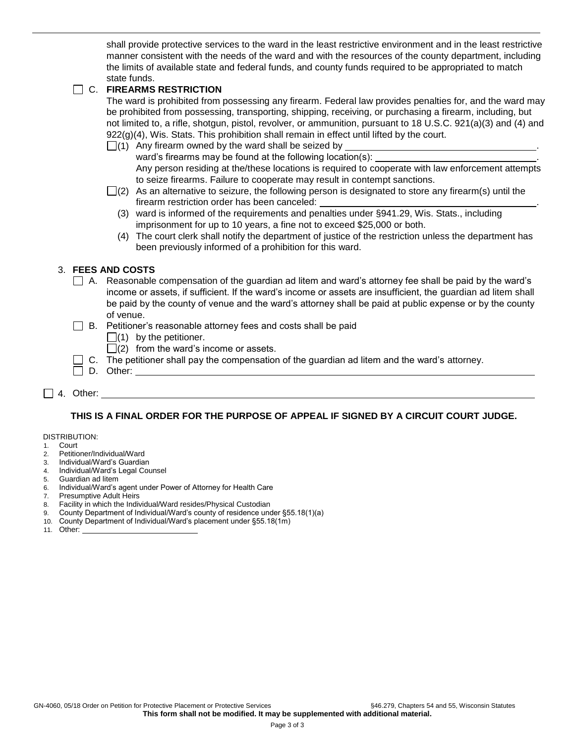shall provide protective services to the ward in the least restrictive environment and in the least restrictive manner consistent with the needs of the ward and with the resources of the county department, including the limits of available state and federal funds, and county funds required to be appropriated to match state funds.

☐ C. **FIREARMS RESTRICTION**

The ward is prohibited from possessing any firearm. Federal law provides penalties for, and the ward may be prohibited from possessing, transporting, shipping, receiving, or purchasing a firearm, including, but not limited to, a rifle, shotgun, pistol, revolver, or ammunition, pursuant to 18 U.S.C. 921(a)(3) and (4) and 922(g)(4), Wis. Stats. This prohibition shall remain in effect until lifted by the court.

☐(1) Any firearm owned by the ward shall be seized by ____________________. ward's firearms may be found at the following location(s): ____________________. Any person residing at the/these locations is required to cooperate with law enforcement attempts to seize firearms. Failure to cooperate may result in contempt sanctions.

☐(2) As an alternative to seizure, the following person is designated to store any firearm(s) until the firearm restriction order has been canceled: ____________________.

(3) ward is informed of the requirements and penalties under §941.29, Wis. Stats., including imprisonment for up to 10 years, a fine not to exceed $25,000 or both.

(4) The court clerk shall notify the department of justice of the restriction unless the department has been previously informed of a prohibition for this ward.

3. **FEES AND COSTS**

☐ A. Reasonable compensation of the guardian ad litem and ward's attorney fee shall be paid by the ward's income or assets, if sufficient. If the ward's income or assets are insufficient, the guardian ad litem shall be paid by the county of venue and the ward's attorney shall be paid at public expense or by the county of venue.

☐ B. Petitioner's reasonable attorney fees and costs shall be paid

☐(1) by the petitioner.

☐(2) from the ward's income or assets.

☐ C. The petitioner shall pay the compensation of the guardian ad litem and the ward's attorney.

☐ D. Other: ____________________

☐ 4. Other: ____________________

**THIS IS A FINAL ORDER FOR THE PURPOSE OF APPEAL IF SIGNED BY A CIRCUIT COURT JUDGE.**

DISTRIBUTION:
1. Court
2. Petitioner/Individual/Ward
3. Individual/Ward's Guardian
4. Individual/Ward's Legal Counsel
5. Guardian ad litem
6. Individual/Ward's agent under Power of Attorney for Health Care
7. Presumptive Adult Heirs
8. Facility in which the Individual/Ward resides/Physical Custodian
9. County Department of Individual/Ward's county of residence under §55.18(1)(a)
10. County Department of Individual/Ward's placement under §55.18(1m)
11. Other: ____________________

GN-4060, 05/18 Order on Petition for Protective Placement or Protective Services §46.279, Chapters 54 and 55, Wisconsin Statutes

**This form shall not be modified. It may be supplemented with additional material.**